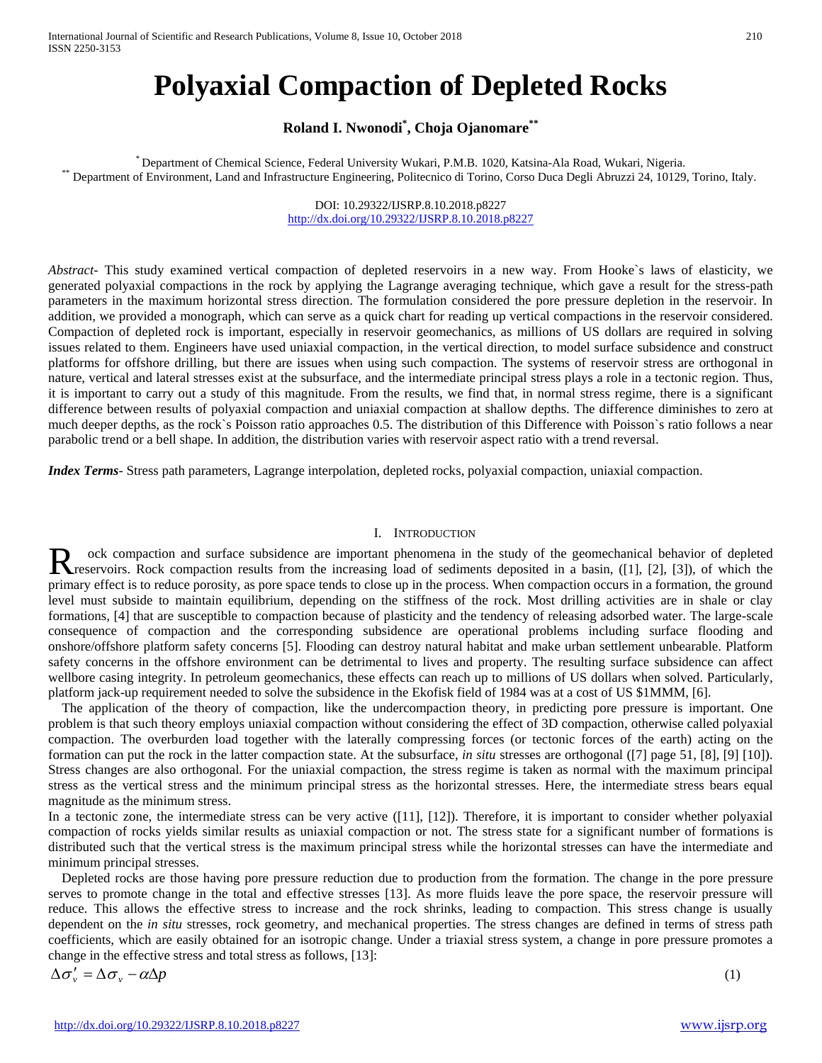# Polyaxial Compaction of Depleted Rocks

**Roland I. Nwonodi[*], Choja Ojanomare[**]**

[*] Department of Chemical Science, Federal University Wukari, P.M.B. 1020, Katsina-Ala Road, Wukari, Nigeria.
[**] Department of Environment, Land and Infrastructure Engineering, Politecnico di Torino, Corso Duca Degli Abruzzi 24, 10129, Torino, Italy.

DOI: 10.29322/IJSRP.8.10.2018.p8227
http://dx.doi.org/10.29322/IJSRP.8.10.2018.p8227

*Abstract*- This study examined vertical compaction of depleted reservoirs in a new way. From Hooke`s laws of elasticity, we generated polyaxial compactions in the rock by applying the Lagrange averaging technique, which gave a result for the stress-path parameters in the maximum horizontal stress direction. The formulation considered the pore pressure depletion in the reservoir. In addition, we provided a monograph, which can serve as a quick chart for reading up vertical compactions in the reservoir considered. Compaction of depleted rock is important, especially in reservoir geomechanics, as millions of US dollars are required in solving issues related to them. Engineers have used uniaxial compaction, in the vertical direction, to model surface subsidence and construct platforms for offshore drilling, but there are issues when using such compaction. The systems of reservoir stress are orthogonal in nature, vertical and lateral stresses exist at the subsurface, and the intermediate principal stress plays a role in a tectonic region. Thus, it is important to carry out a study of this magnitude. From the results, we find that, in normal stress regime, there is a significant difference between results of polyaxial compaction and uniaxial compaction at shallow depths. The difference diminishes to zero at much deeper depths, as the rock`s Poisson ratio approaches 0.5. The distribution of this Difference with Poisson`s ratio follows a near parabolic trend or a bell shape. In addition, the distribution varies with reservoir aspect ratio with a trend reversal.

***Index Terms***- Stress path parameters, Lagrange interpolation, depleted rocks, polyaxial compaction, uniaxial compaction.

## I. Introduction

Rock compaction and surface subsidence are important phenomena in the study of the geomechanical behavior of depleted reservoirs. Rock compaction results from the increasing load of sediments deposited in a basin, ([1], [2], [3]), of which the primary effect is to reduce porosity, as pore space tends to close up in the process. When compaction occurs in a formation, the ground level must subside to maintain equilibrium, depending on the stiffness of the rock. Most drilling activities are in shale or clay formations, [4] that are susceptible to compaction because of plasticity and the tendency of releasing adsorbed water. The large-scale consequence of compaction and the corresponding subsidence are operational problems including surface flooding and onshore/offshore platform safety concerns [5]. Flooding can destroy natural habitat and make urban settlement unbearable. Platform safety concerns in the offshore environment can be detrimental to lives and property. The resulting surface subsidence can affect wellbore casing integrity. In petroleum geomechanics, these effects can reach up to millions of US dollars when solved. Particularly, platform jack-up requirement needed to solve the subsidence in the Ekofisk field of 1984 was at a cost of US $1MMM, [6].

The application of the theory of compaction, like the undercompaction theory, in predicting pore pressure is important. One problem is that such theory employs uniaxial compaction without considering the effect of 3D compaction, otherwise called polyaxial compaction. The overburden load together with the laterally compressing forces (or tectonic forces of the earth) acting on the formation can put the rock in the latter compaction state. At the subsurface, *in situ* stresses are orthogonal ([7] page 51, [8], [9] [10]). Stress changes are also orthogonal. For the uniaxial compaction, the stress regime is taken as normal with the maximum principal stress as the vertical stress and the minimum principal stress as the horizontal stresses. Here, the intermediate stress bears equal magnitude as the minimum stress.

In a tectonic zone, the intermediate stress can be very active ([11], [12]). Therefore, it is important to consider whether polyaxial compaction of rocks yields similar results as uniaxial compaction or not. The stress state for a significant number of formations is distributed such that the vertical stress is the maximum principal stress while the horizontal stresses can have the intermediate and minimum principal stresses.

Depleted rocks are those having pore pressure reduction due to production from the formation. The change in the pore pressure serves to promote change in the total and effective stresses [13]. As more fluids leave the pore space, the reservoir pressure will reduce. This allows the effective stress to increase and the rock shrinks, leading to compaction. This stress change is usually dependent on the *in situ* stresses, rock geometry, and mechanical properties. The stress changes are defined in terms of stress path coefficients, which are easily obtained for an isotropic change. Under a triaxial stress system, a change in pore pressure promotes a change in the effective stress and total stress as follows, [13]:

$$\Delta\sigma_v' = \Delta\sigma_v - \alpha\Delta p \tag{1}$$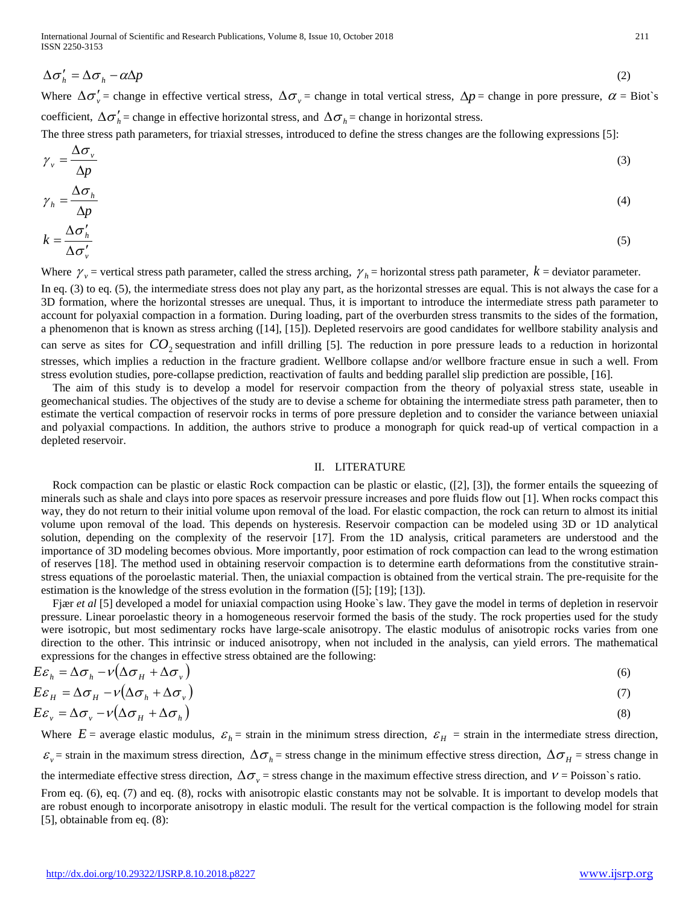$$\Delta\sigma'_h = \Delta\sigma_h - \alpha\Delta p \tag{2}$$

Where $\Delta\sigma'_v$ = change in effective vertical stress, $\Delta\sigma_v$ = change in total vertical stress, $\Delta p$ = change in pore pressure, $\alpha$ = Biot`s coefficient, $\Delta\sigma'_h$ = change in effective horizontal stress, and $\Delta\sigma_h$ = change in horizontal stress.

The three stress path parameters, for triaxial stresses, introduced to define the stress changes are the following expressions [5]:

$$\gamma_v = \frac{\Delta\sigma_v}{\Delta p} \tag{3}$$

$$\gamma_h = \frac{\Delta\sigma_h}{\Delta p} \tag{4}$$

$$k = \frac{\Delta\sigma'_h}{\Delta\sigma'_v} \tag{5}$$

Where $\gamma_v$ = vertical stress path parameter, called the stress arching, $\gamma_h$ = horizontal stress path parameter, $k$ = deviator parameter.

In eq. (3) to eq. (5), the intermediate stress does not play any part, as the horizontal stresses are equal. This is not always the case for a 3D formation, where the horizontal stresses are unequal. Thus, it is important to introduce the intermediate stress path parameter to account for polyaxial compaction in a formation. During loading, part of the overburden stress transmits to the sides of the formation, a phenomenon that is known as stress arching ([14], [15]). Depleted reservoirs are good candidates for wellbore stability analysis and can serve as sites for $CO_2$ sequestration and infill drilling [5]. The reduction in pore pressure leads to a reduction in horizontal stresses, which implies a reduction in the fracture gradient. Wellbore collapse and/or wellbore fracture ensue in such a well. From stress evolution studies, pore-collapse prediction, reactivation of faults and bedding parallel slip prediction are possible, [16].

The aim of this study is to develop a model for reservoir compaction from the theory of polyaxial stress state, useable in geomechanical studies. The objectives of the study are to devise a scheme for obtaining the intermediate stress path parameter, then to estimate the vertical compaction of reservoir rocks in terms of pore pressure depletion and to consider the variance between uniaxial and polyaxial compactions. In addition, the authors strive to produce a monograph for quick read-up of vertical compaction in a depleted reservoir.

## II. LITERATURE

Rock compaction can be plastic or elastic Rock compaction can be plastic or elastic, ([2], [3]), the former entails the squeezing of minerals such as shale and clays into pore spaces as reservoir pressure increases and pore fluids flow out [1]. When rocks compact this way, they do not return to their initial volume upon removal of the load. For elastic compaction, the rock can return to almost its initial volume upon removal of the load. This depends on hysteresis. Reservoir compaction can be modeled using 3D or 1D analytical solution, depending on the complexity of the reservoir [17]. From the 1D analysis, critical parameters are understood and the importance of 3D modeling becomes obvious. More importantly, poor estimation of rock compaction can lead to the wrong estimation of reserves [18]. The method used in obtaining reservoir compaction is to determine earth deformations from the constitutive strain-stress equations of the poroelastic material. Then, the uniaxial compaction is obtained from the vertical strain. The pre-requisite for the estimation is the knowledge of the stress evolution in the formation ([5]; [19]; [13]).

Fjær *et al* [5] developed a model for uniaxial compaction using Hooke`s law. They gave the model in terms of depletion in reservoir pressure. Linear poroelastic theory in a homogeneous reservoir formed the basis of the study. The rock properties used for the study were isotropic, but most sedimentary rocks have large-scale anisotropy. The elastic modulus of anisotropic rocks varies from one direction to the other. This intrinsic or induced anisotropy, when not included in the analysis, can yield errors. The mathematical expressions for the changes in effective stress obtained are the following:

$$E\varepsilon_h = \Delta\sigma_h - \nu\left(\Delta\sigma_H + \Delta\sigma_v\right) \tag{6}$$

$$E\varepsilon_H = \Delta\sigma_H - \nu\left(\Delta\sigma_h + \Delta\sigma_v\right) \tag{7}$$

$$E\varepsilon_v = \Delta\sigma_v - \nu\left(\Delta\sigma_H + \Delta\sigma_h\right) \tag{8}$$

Where $E$ = average elastic modulus, $\varepsilon_h$ = strain in the minimum stress direction, $\varepsilon_H$ = strain in the intermediate stress direction, $\varepsilon_v$ = strain in the maximum stress direction, $\Delta\sigma_h$ = stress change in the minimum effective stress direction, $\Delta\sigma_H$ = stress change in the intermediate effective stress direction, $\Delta\sigma_v$ = stress change in the maximum effective stress direction, and $\nu$ = Poisson`s ratio.

From eq. (6), eq. (7) and eq. (8), rocks with anisotropic elastic constants may not be solvable. It is important to develop models that are robust enough to incorporate anisotropy in elastic moduli. The result for the vertical compaction is the following model for strain [5], obtainable from eq. (8):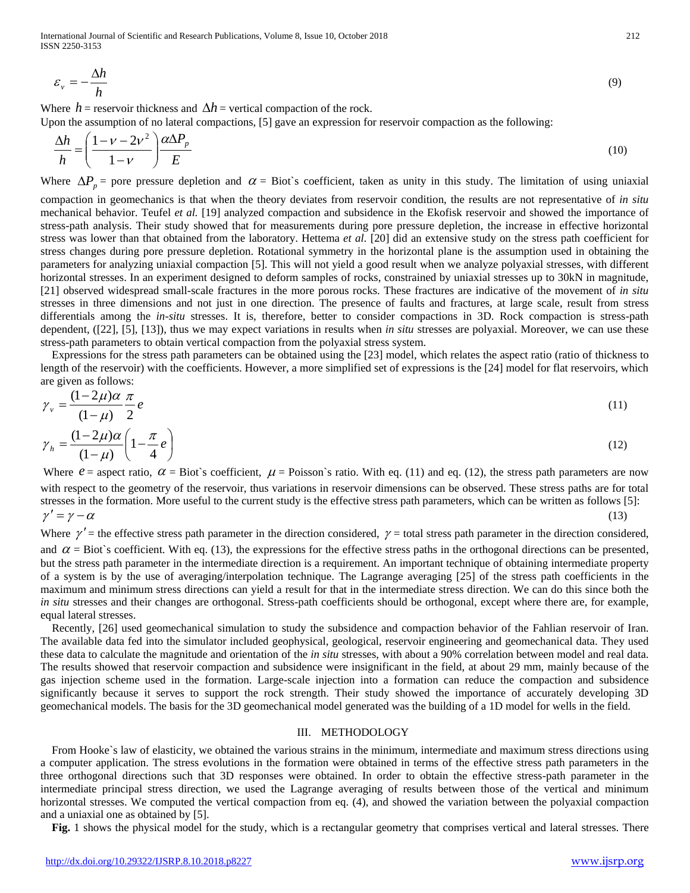$$\varepsilon_v = -\frac{\Delta h}{h} \tag{9}$$

Where $h$ = reservoir thickness and $\Delta h$ = vertical compaction of the rock.

Upon the assumption of no lateral compactions, [5] gave an expression for reservoir compaction as the following:

$$\frac{\Delta h}{h} = \left(\frac{1-\nu-2\nu^2}{1-\nu}\right)\frac{\alpha \Delta P_p}{E} \tag{10}$$

Where $\Delta P_p$ = pore pressure depletion and $\alpha$ = Biot`s coefficient, taken as unity in this study. The limitation of using uniaxial compaction in geomechanics is that when the theory deviates from reservoir condition, the results are not representative of *in situ* mechanical behavior. Teufel *et al.* [19] analyzed compaction and subsidence in the Ekofisk reservoir and showed the importance of stress-path analysis. Their study showed that for measurements during pore pressure depletion, the increase in effective horizontal stress was lower than that obtained from the laboratory. Hettema *et al*. [20] did an extensive study on the stress path coefficient for stress changes during pore pressure depletion. Rotational symmetry in the horizontal plane is the assumption used in obtaining the parameters for analyzing uniaxial compaction [5]. This will not yield a good result when we analyze polyaxial stresses, with different horizontal stresses. In an experiment designed to deform samples of rocks, constrained by uniaxial stresses up to 30kN in magnitude, [21] observed widespread small-scale fractures in the more porous rocks. These fractures are indicative of the movement of *in situ* stresses in three dimensions and not just in one direction. The presence of faults and fractures, at large scale, result from stress differentials among the *in-situ* stresses. It is, therefore, better to consider compactions in 3D. Rock compaction is stress-path dependent, ([22], [5], [13]), thus we may expect variations in results when *in situ* stresses are polyaxial. Moreover, we can use these stress-path parameters to obtain vertical compaction from the polyaxial stress system.

Expressions for the stress path parameters can be obtained using the [23] model, which relates the aspect ratio (ratio of thickness to length of the reservoir) with the coefficients. However, a more simplified set of expressions is the [24] model for flat reservoirs, which are given as follows:

$$\gamma_v = \frac{(1-2\mu)\alpha}{(1-\mu)}\frac{\pi}{2}e \tag{11}$$

$$\gamma_h = \frac{(1-2\mu)\alpha}{(1-\mu)}\left(1-\frac{\pi}{4}e\right) \tag{12}$$

Where $e$ = aspect ratio, $\alpha$ = Biot`s coefficient, $\mu$ = Poisson`s ratio. With eq. (11) and eq. (12), the stress path parameters are now with respect to the geometry of the reservoir, thus variations in reservoir dimensions can be observed. These stress paths are for total stresses in the formation. More useful to the current study is the effective stress path parameters, which can be written as follows [5]:

$$\gamma' = \gamma - \alpha \tag{13}$$

Where $\gamma'$ = the effective stress path parameter in the direction considered, $\gamma$ = total stress path parameter in the direction considered, and $\alpha$ = Biot`s coefficient. With eq. (13), the expressions for the effective stress paths in the orthogonal directions can be presented, but the stress path parameter in the intermediate direction is a requirement. An important technique of obtaining intermediate property of a system is by the use of averaging/interpolation technique. The Lagrange averaging [25] of the stress path coefficients in the maximum and minimum stress directions can yield a result for that in the intermediate stress direction. We can do this since both the *in situ* stresses and their changes are orthogonal. Stress-path coefficients should be orthogonal, except where there are, for example, equal lateral stresses.

Recently, [26] used geomechanical simulation to study the subsidence and compaction behavior of the Fahlian reservoir of Iran. The available data fed into the simulator included geophysical, geological, reservoir engineering and geomechanical data. They used these data to calculate the magnitude and orientation of the *in situ* stresses, with about a 90% correlation between model and real data. The results showed that reservoir compaction and subsidence were insignificant in the field, at about 29 mm, mainly because of the gas injection scheme used in the formation. Large-scale injection into a formation can reduce the compaction and subsidence significantly because it serves to support the rock strength. Their study showed the importance of accurately developing 3D geomechanical models. The basis for the 3D geomechanical model generated was the building of a 1D model for wells in the field.

## III. METHODOLOGY

From Hooke`s law of elasticity, we obtained the various strains in the minimum, intermediate and maximum stress directions using a computer application. The stress evolutions in the formation were obtained in terms of the effective stress path parameters in the three orthogonal directions such that 3D responses were obtained. In order to obtain the effective stress-path parameter in the intermediate principal stress direction, we used the Lagrange averaging of results between those of the vertical and minimum horizontal stresses. We computed the vertical compaction from eq. (4), and showed the variation between the polyaxial compaction and a uniaxial one as obtained by [5].

**Fig.** 1 shows the physical model for the study, which is a rectangular geometry that comprises vertical and lateral stresses. There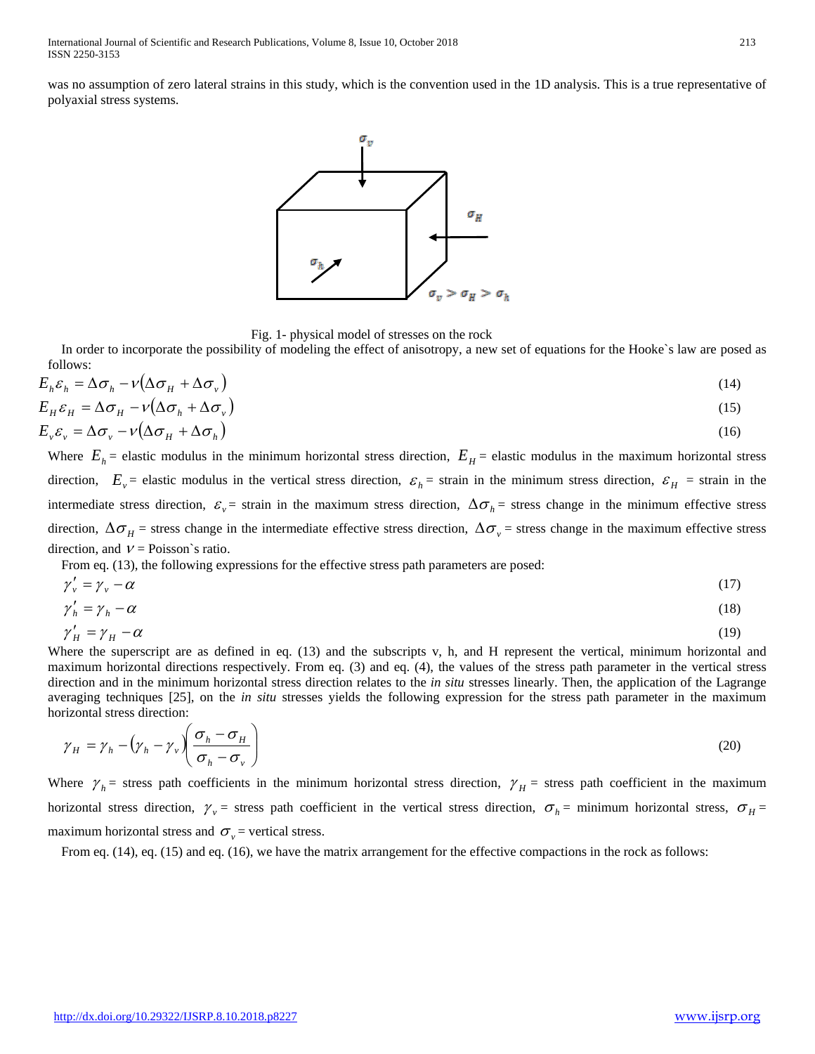was no assumption of zero lateral strains in this study, which is the convention used in the 1D analysis. This is a true representative of polyaxial stress systems.

Fig. 1- physical model of stresses on the rock

In order to incorporate the possibility of modeling the effect of anisotropy, a new set of equations for the Hooke`s law are posed as follows:

$$E_h \varepsilon_h = \Delta\sigma_h - \nu(\Delta\sigma_H + \Delta\sigma_v) \tag{14}$$

$$E_H \varepsilon_H = \Delta\sigma_H - \nu(\Delta\sigma_h + \Delta\sigma_v) \tag{15}$$

$$E_v \varepsilon_v = \Delta\sigma_v - \nu(\Delta\sigma_H + \Delta\sigma_h) \tag{16}$$

Where $E_h$ = elastic modulus in the minimum horizontal stress direction, $E_H$ = elastic modulus in the maximum horizontal stress direction, $E_v$ = elastic modulus in the vertical stress direction, $\varepsilon_h$ = strain in the minimum stress direction, $\varepsilon_H$ = strain in the intermediate stress direction, $\varepsilon_v$ = strain in the maximum stress direction, $\Delta\sigma_h$ = stress change in the minimum effective stress direction, $\Delta\sigma_H$ = stress change in the intermediate effective stress direction, $\Delta\sigma_v$ = stress change in the maximum effective stress direction, and $\nu$ = Poisson`s ratio.

From eq. (13), the following expressions for the effective stress path parameters are posed:

$$\gamma_v' = \gamma_v - \alpha \tag{17}$$

$$\gamma_h' = \gamma_h - \alpha \tag{18}$$

$$\gamma_H' = \gamma_H - \alpha \tag{19}$$

Where the superscript are as defined in eq. (13) and the subscripts v, h, and H represent the vertical, minimum horizontal and maximum horizontal directions respectively. From eq. (3) and eq. (4), the values of the stress path parameter in the vertical stress direction and in the minimum horizontal stress direction relates to the *in situ* stresses linearly. Then, the application of the Lagrange averaging techniques [25], on the *in situ* stresses yields the following expression for the stress path parameter in the maximum horizontal stress direction:

$$\gamma_H = \gamma_h - (\gamma_h - \gamma_v)\left(\frac{\sigma_h - \sigma_H}{\sigma_h - \sigma_v}\right) \tag{20}$$

Where $\gamma_h$ = stress path coefficients in the minimum horizontal stress direction, $\gamma_H$ = stress path coefficient in the maximum horizontal stress direction, $\gamma_v$ = stress path coefficient in the vertical stress direction, $\sigma_h$ = minimum horizontal stress, $\sigma_H$ = maximum horizontal stress and $\sigma_v$ = vertical stress.

From eq. (14), eq. (15) and eq. (16), we have the matrix arrangement for the effective compactions in the rock as follows: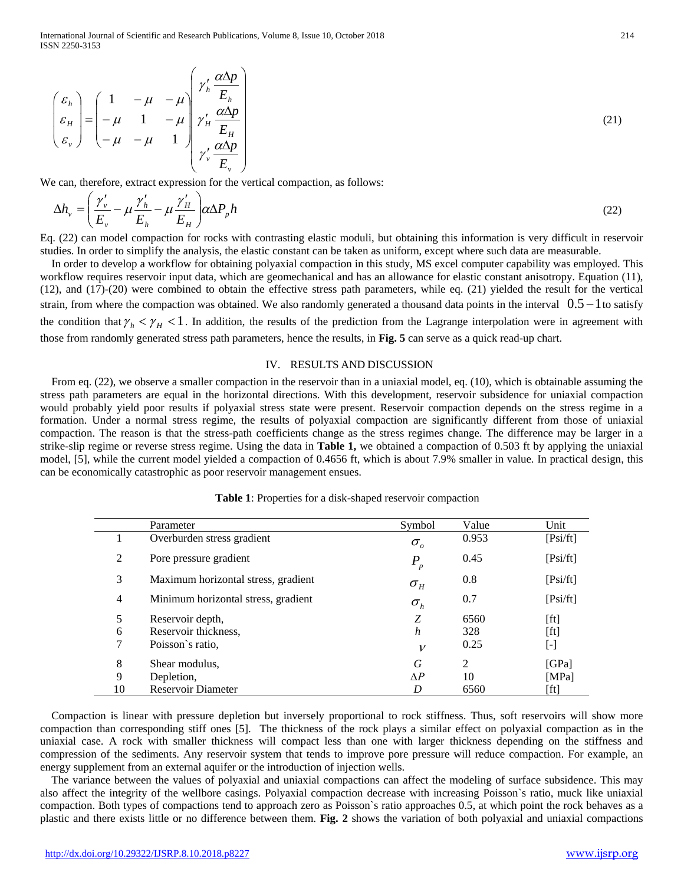$$\begin{pmatrix} \varepsilon_h \\ \varepsilon_H \\ \varepsilon_v \end{pmatrix} = \begin{pmatrix} 1 & -\mu & -\mu \\ -\mu & 1 & -\mu \\ -\mu & -\mu & 1 \end{pmatrix} \begin{pmatrix} \gamma'_h \dfrac{\alpha \Delta p}{E_h} \\ \gamma'_H \dfrac{\alpha \Delta p}{E_H} \\ \gamma'_v \dfrac{\alpha \Delta p}{E_v} \end{pmatrix} \tag{21}$$

We can, therefore, extract expression for the vertical compaction, as follows:

$$\Delta h_v = \left( \frac{\gamma'_v}{E_v} - \mu \frac{\gamma'_h}{E_h} - \mu \frac{\gamma'_H}{E_H} \right) \alpha \Delta P_p h \tag{22}$$

Eq. (22) can model compaction for rocks with contrasting elastic moduli, but obtaining this information is very difficult in reservoir studies. In order to simplify the analysis, the elastic constant can be taken as uniform, except where such data are measurable.

In order to develop a workflow for obtaining polyaxial compaction in this study, MS excel computer capability was employed. This workflow requires reservoir input data, which are geomechanical and has an allowance for elastic constant anisotropy. Equation (11), (12), and (17)-(20) were combined to obtain the effective stress path parameters, while eq. (21) yielded the result for the vertical strain, from where the compaction was obtained. We also randomly generated a thousand data points in the interval $0.5-1$ to satisfy the condition that $\gamma_h < \gamma_H < 1$. In addition, the results of the prediction from the Lagrange interpolation were in agreement with those from randomly generated stress path parameters, hence the results, in **Fig. 5** can serve as a quick read-up chart.

## IV. RESULTS AND DISCUSSION

From eq. (22), we observe a smaller compaction in the reservoir than in a uniaxial model, eq. (10), which is obtainable assuming the stress path parameters are equal in the horizontal directions. With this development, reservoir subsidence for uniaxial compaction would probably yield poor results if polyaxial stress state were present. Reservoir compaction depends on the stress regime in a formation. Under a normal stress regime, the results of polyaxial compaction are significantly different from those of uniaxial compaction. The reason is that the stress-path coefficients change as the stress regimes change. The difference may be larger in a strike-slip regime or reverse stress regime. Using the data in **Table 1,** we obtained a compaction of 0.503 ft by applying the uniaxial model, [5], while the current model yielded a compaction of 0.4656 ft, which is about 7.9% smaller in value. In practical design, this can be economically catastrophic as poor reservoir management ensues.

**Table 1**: Properties for a disk-shaped reservoir compaction

| | Parameter | Symbol | Value | Unit |
|---|---|---|---|---|
| 1 | Overburden stress gradient | $\sigma_o$ | 0.953 | [Psi/ft] |
| 2 | Pore pressure gradient | $P_p$ | 0.45 | [Psi/ft] |
| 3 | Maximum horizontal stress, gradient | $\sigma_H$ | 0.8 | [Psi/ft] |
| 4 | Minimum horizontal stress, gradient | $\sigma_h$ | 0.7 | [Psi/ft] |
| 5 | Reservoir depth, | $Z$ | 6560 | [ft] |
| 6 | Reservoir thickness, | $h$ | 328 | [ft] |
| 7 | Poisson`s ratio, | $\nu$ | 0.25 | [-] |
| 8 | Shear modulus, | $G$ | 2 | [GPa] |
| 9 | Depletion, | $\Delta P$ | 10 | [MPa] |
| 10 | Reservoir Diameter | $D$ | 6560 | [ft] |

Compaction is linear with pressure depletion but inversely proportional to rock stiffness. Thus, soft reservoirs will show more compaction than corresponding stiff ones [5]. The thickness of the rock plays a similar effect on polyaxial compaction as in the uniaxial case. A rock with smaller thickness will compact less than one with larger thickness depending on the stiffness and compression of the sediments. Any reservoir system that tends to improve pore pressure will reduce compaction. For example, an energy supplement from an external aquifer or the introduction of injection wells.

The variance between the values of polyaxial and uniaxial compactions can affect the modeling of surface subsidence. This may also affect the integrity of the wellbore casings. Polyaxial compaction decrease with increasing Poisson`s ratio, muck like uniaxial compaction. Both types of compactions tend to approach zero as Poisson`s ratio approaches 0.5, at which point the rock behaves as a plastic and there exists little or no difference between them. **Fig. 2** shows the variation of both polyaxial and uniaxial compactions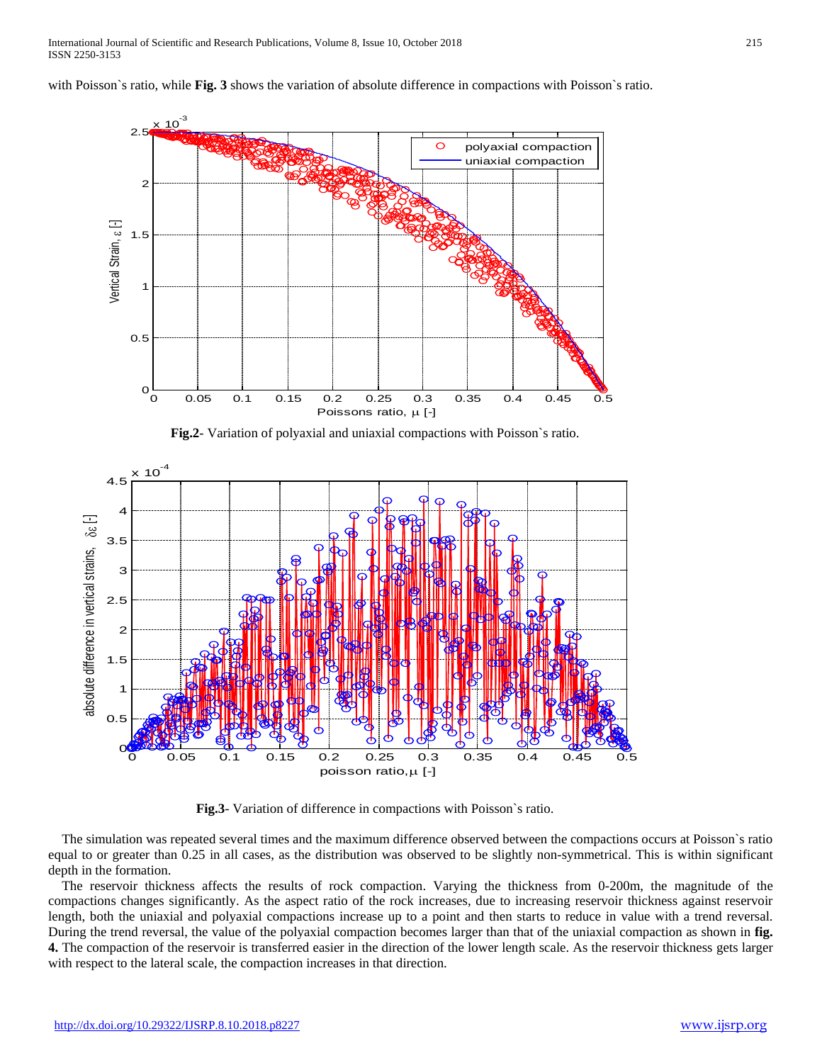with Poisson`s ratio, while **Fig. 3** shows the variation of absolute difference in compactions with Poisson`s ratio.

**Fig.2**- Variation of polyaxial and uniaxial compactions with Poisson`s ratio.

**Fig.3**- Variation of difference in compactions with Poisson`s ratio.

The simulation was repeated several times and the maximum difference observed between the compactions occurs at Poisson`s ratio equal to or greater than 0.25 in all cases, as the distribution was observed to be slightly non-symmetrical. This is within significant depth in the formation.

The reservoir thickness affects the results of rock compaction. Varying the thickness from 0-200m, the magnitude of the compactions changes significantly. As the aspect ratio of the rock increases, due to increasing reservoir thickness against reservoir length, both the uniaxial and polyaxial compactions increase up to a point and then starts to reduce in value with a trend reversal. During the trend reversal, the value of the polyaxial compaction becomes larger than that of the uniaxial compaction as shown in **fig. 4.** The compaction of the reservoir is transferred easier in the direction of the lower length scale. As the reservoir thickness gets larger with respect to the lateral scale, the compaction increases in that direction.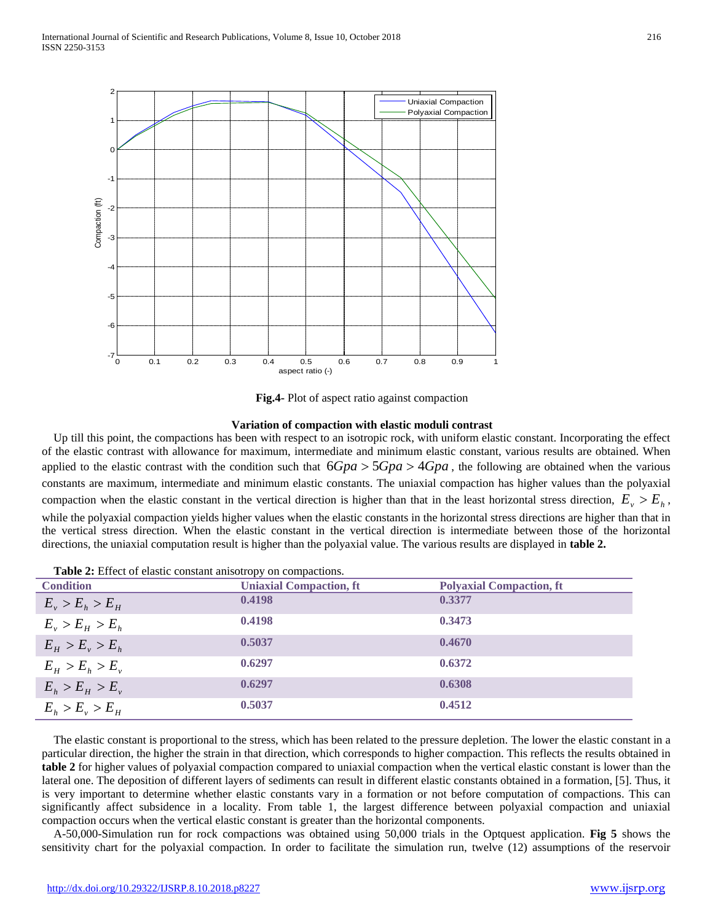**Fig.4**- Plot of aspect ratio against compaction

**Variation of compaction with elastic moduli contrast**

Up till this point, the compactions has been with respect to an isotropic rock, with uniform elastic constant. Incorporating the effect of the elastic contrast with allowance for maximum, intermediate and minimum elastic constant, various results are obtained. When applied to the elastic contrast with the condition such that $6Gpa > 5Gpa > 4Gpa$, the following are obtained when the various constants are maximum, intermediate and minimum elastic constants. The uniaxial compaction has higher values than the polyaxial compaction when the elastic constant in the vertical direction is higher than that in the least horizontal stress direction, $E_v > E_h$, while the polyaxial compaction yields higher values when the elastic constants in the horizontal stress directions are higher than that in the vertical stress direction. When the elastic constant in the vertical direction is intermediate between those of the horizontal directions, the uniaxial computation result is higher than the polyaxial value. The various results are displayed in **table 2.**

**Table 2:** Effect of elastic constant anisotropy on compactions.

| Condition | Uniaxial Compaction, ft | Polyaxial Compaction, ft |
|---|---|---|
| $E_v > E_h > E_H$ | 0.4198 | 0.3377 |
| $E_v > E_H > E_h$ | 0.4198 | 0.3473 |
| $E_H > E_v > E_h$ | 0.5037 | 0.4670 |
| $E_H > E_h > E_v$ | 0.6297 | 0.6372 |
| $E_h > E_H > E_v$ | 0.6297 | 0.6308 |
| $E_h > E_v > E_H$ | 0.5037 | 0.4512 |

The elastic constant is proportional to the stress, which has been related to the pressure depletion. The lower the elastic constant in a particular direction, the higher the strain in that direction, which corresponds to higher compaction. This reflects the results obtained in **table 2** for higher values of polyaxial compaction compared to uniaxial compaction when the vertical elastic constant is lower than the lateral one. The deposition of different layers of sediments can result in different elastic constants obtained in a formation, [5]. Thus, it is very important to determine whether elastic constants vary in a formation or not before computation of compactions. This can significantly affect subsidence in a locality. From table 1, the largest difference between polyaxial compaction and uniaxial compaction occurs when the vertical elastic constant is greater than the horizontal components.

A-50,000-Simulation run for rock compactions was obtained using 50,000 trials in the Optquest application. **Fig 5** shows the sensitivity chart for the polyaxial compaction. In order to facilitate the simulation run, twelve (12) assumptions of the reservoir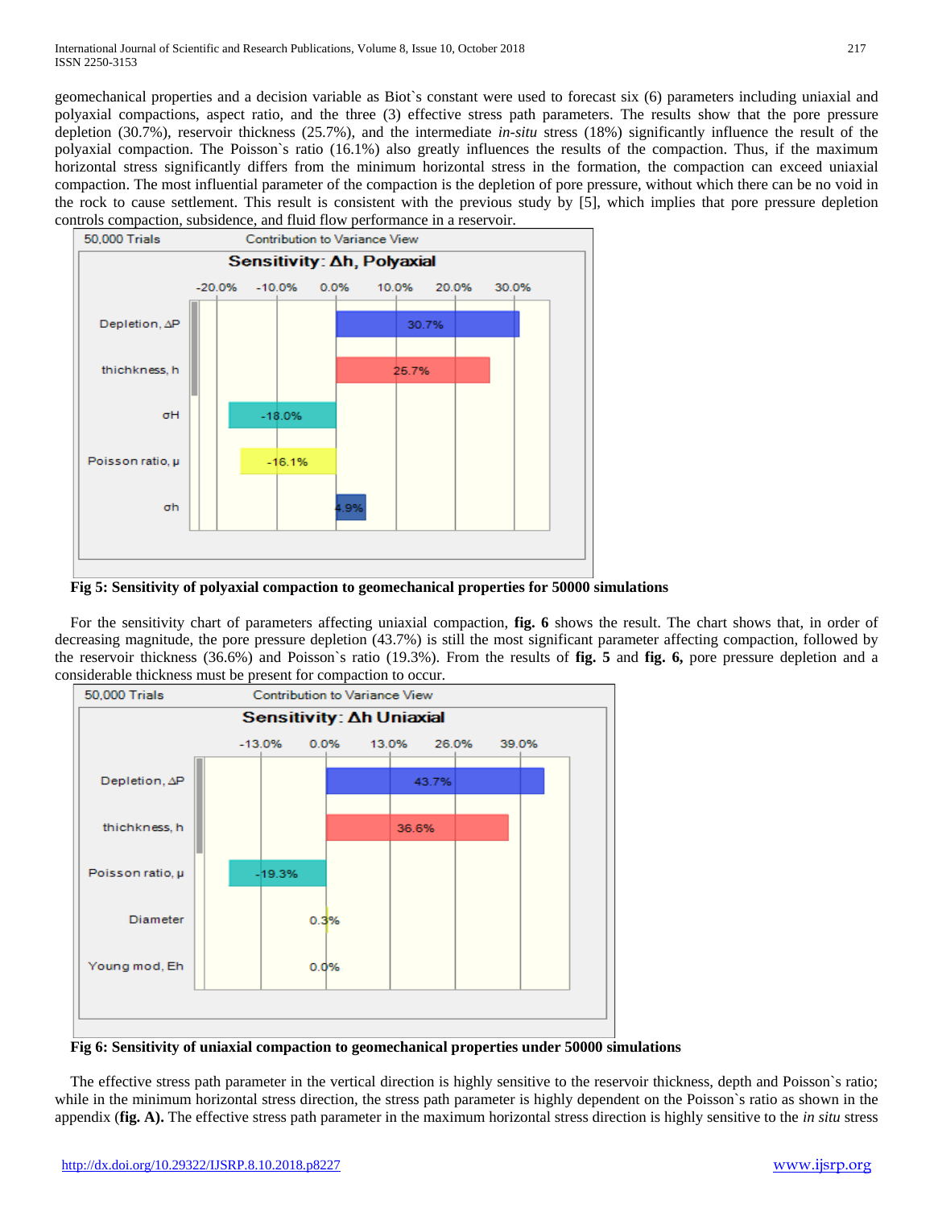geomechanical properties and a decision variable as Biot`s constant were used to forecast six (6) parameters including uniaxial and polyaxial compactions, aspect ratio, and the three (3) effective stress path parameters. The results show that the pore pressure depletion (30.7%), reservoir thickness (25.7%), and the intermediate *in-situ* stress (18%) significantly influence the result of the polyaxial compaction. The Poisson`s ratio (16.1%) also greatly influences the results of the compaction. Thus, if the maximum horizontal stress significantly differs from the minimum horizontal stress in the formation, the compaction can exceed uniaxial compaction. The most influential parameter of the compaction is the depletion of pore pressure, without which there can be no void in the rock to cause settlement. This result is consistent with the previous study by [5], which implies that pore pressure depletion controls compaction, subsidence, and fluid flow performance in a reservoir.

**Fig 5: Sensitivity of polyaxial compaction to geomechanical properties for 50000 simulations**

For the sensitivity chart of parameters affecting uniaxial compaction, **fig. 6** shows the result. The chart shows that, in order of decreasing magnitude, the pore pressure depletion (43.7%) is still the most significant parameter affecting compaction, followed by the reservoir thickness (36.6%) and Poisson`s ratio (19.3%). From the results of **fig. 5** and **fig. 6,** pore pressure depletion and a considerable thickness must be present for compaction to occur.

**Fig 6: Sensitivity of uniaxial compaction to geomechanical properties under 50000 simulations**

The effective stress path parameter in the vertical direction is highly sensitive to the reservoir thickness, depth and Poisson`s ratio; while in the minimum horizontal stress direction, the stress path parameter is highly dependent on the Poisson`s ratio as shown in the appendix (**fig. A).** The effective stress path parameter in the maximum horizontal stress direction is highly sensitive to the *in situ* stress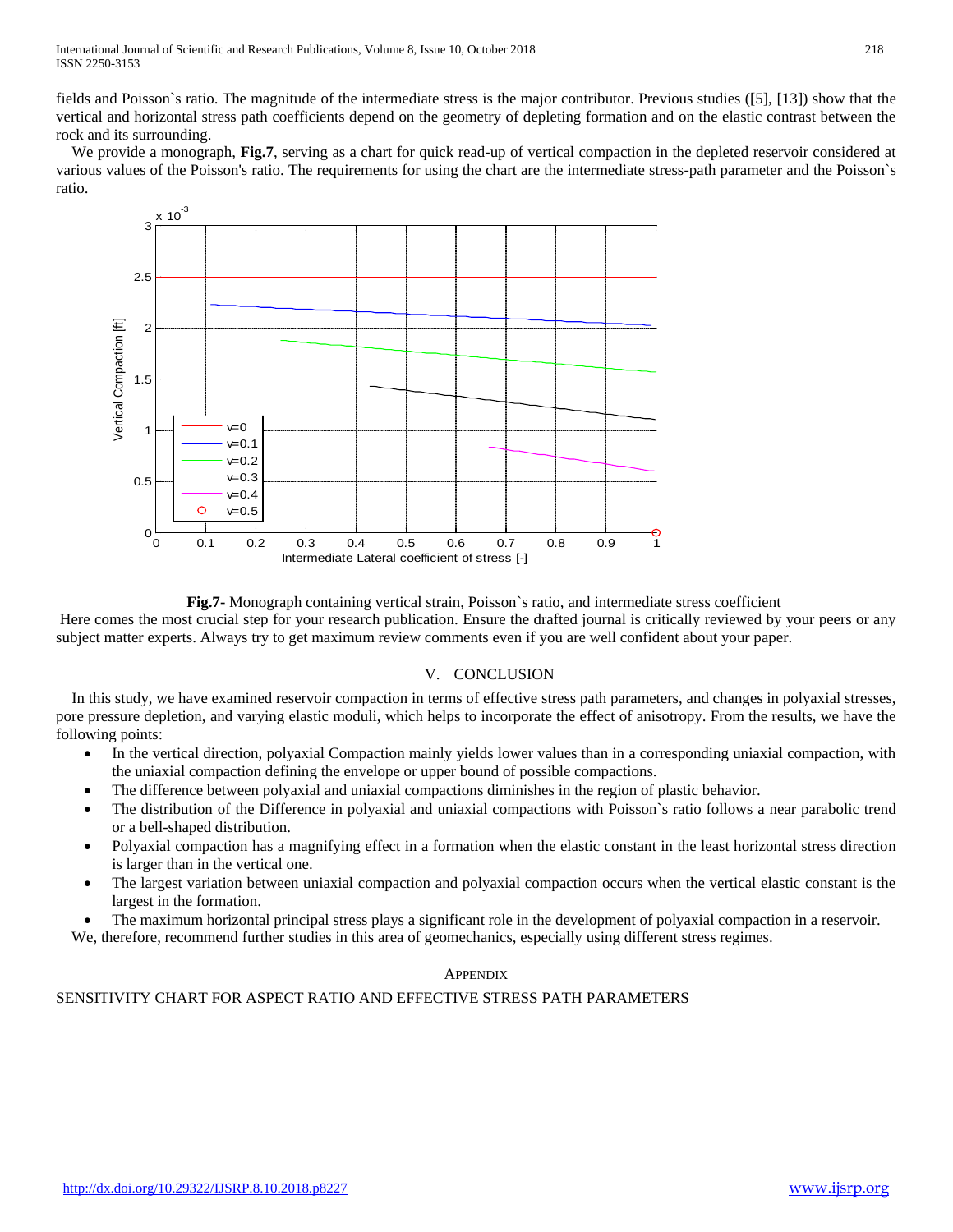fields and Poisson`s ratio. The magnitude of the intermediate stress is the major contributor. Previous studies ([5], [13]) show that the vertical and horizontal stress path coefficients depend on the geometry of depleting formation and on the elastic contrast between the rock and its surrounding.

We provide a monograph, **Fig.7**, serving as a chart for quick read-up of vertical compaction in the depleted reservoir considered at various values of the Poisson's ratio. The requirements for using the chart are the intermediate stress-path parameter and the Poisson`s ratio.

**Fig.7-** Monograph containing vertical strain, Poisson`s ratio, and intermediate stress coefficient

Here comes the most crucial step for your research publication. Ensure the drafted journal is critically reviewed by your peers or any subject matter experts. Always try to get maximum review comments even if you are well confident about your paper.

## V. CONCLUSION

In this study, we have examined reservoir compaction in terms of effective stress path parameters, and changes in polyaxial stresses, pore pressure depletion, and varying elastic moduli, which helps to incorporate the effect of anisotropy. From the results, we have the following points:

- In the vertical direction, polyaxial Compaction mainly yields lower values than in a corresponding uniaxial compaction, with the uniaxial compaction defining the envelope or upper bound of possible compactions.
- The difference between polyaxial and uniaxial compactions diminishes in the region of plastic behavior.
- The distribution of the Difference in polyaxial and uniaxial compactions with Poisson`s ratio follows a near parabolic trend or a bell-shaped distribution.
- Polyaxial compaction has a magnifying effect in a formation when the elastic constant in the least horizontal stress direction is larger than in the vertical one.
- The largest variation between uniaxial compaction and polyaxial compaction occurs when the vertical elastic constant is the largest in the formation.
- The maximum horizontal principal stress plays a significant role in the development of polyaxial compaction in a reservoir.

We, therefore, recommend further studies in this area of geomechanics, especially using different stress regimes.

## APPENDIX

SENSITIVITY CHART FOR ASPECT RATIO AND EFFECTIVE STRESS PATH PARAMETERS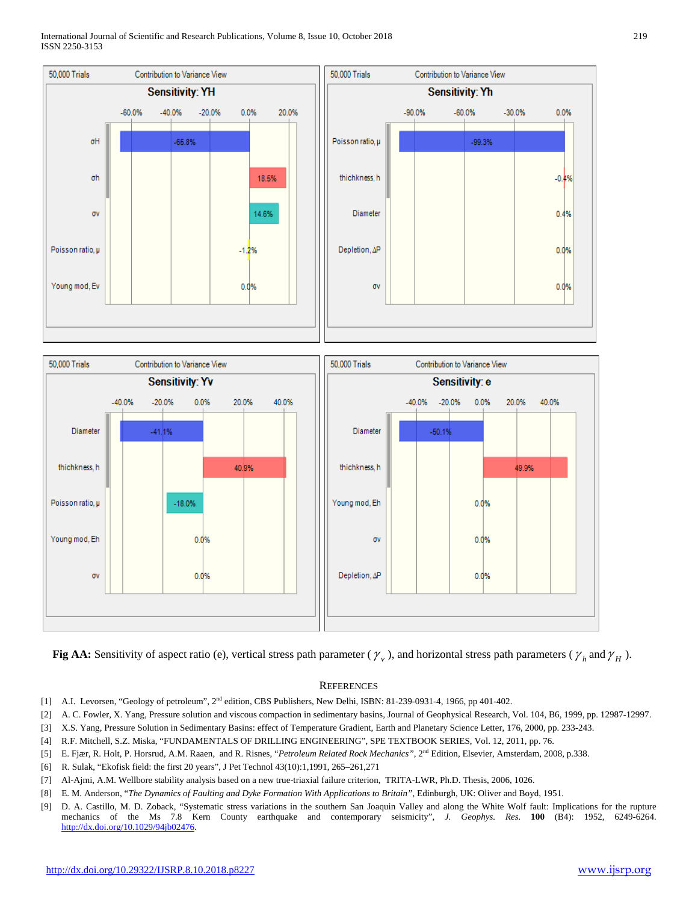**Fig AA:** Sensitivity of aspect ratio (e), vertical stress path parameter ( $\gamma_v$ ), and horizontal stress path parameters ( $\gamma_h$ and $\gamma_H$ ).

## References

[1] A.I. Levorsen, "Geology of petroleum", 2nd edition, CBS Publishers, New Delhi, ISBN: 81-239-0931-4, 1966, pp 401-402.

[2] A. C. Fowler, X. Yang, Pressure solution and viscous compaction in sedimentary basins, Journal of Geophysical Research, Vol. 104, B6, 1999, pp. 12987-12997.

[3] X.S. Yang, Pressure Solution in Sedimentary Basins: effect of Temperature Gradient, Earth and Planetary Science Letter, 176, 2000, pp. 233-243.

[4] R.F. Mitchell, S.Z. Miska, "FUNDAMENTALS OF DRILLING ENGINEERING", SPE TEXTBOOK SERIES, Vol. 12, 2011, pp. 76.

[5] E. Fjær, R. Holt, P. Horsrud, A.M. Raaen, and R. Risnes, "*Petroleum Related Rock Mechanics*", 2nd Edition, Elsevier, Amsterdam, 2008, p.338.

[6] R. Sulak, "Ekofisk field: the first 20 years", J Pet Technol 43(10):1,1991, 265–261,271

[7] Al-Ajmi, A.M. Wellbore stability analysis based on a new true-triaxial failure criterion, TRITA-LWR, Ph.D. Thesis, 2006, 1026.

[8] E. M. Anderson, "*The Dynamics of Faulting and Dyke Formation With Applications to Britain*", Edinburgh, UK: Oliver and Boyd, 1951.

[9] D. A. Castillo, M. D. Zoback, "Systematic stress variations in the southern San Joaquin Valley and along the White Wolf fault: Implications for the rupture mechanics of the Ms 7.8 Kern County earthquake and contemporary seismicity", *J. Geophys. Res.* **100** (B4): 1952, 6249-6264. http://dx.doi.org/10.1029/94jb02476.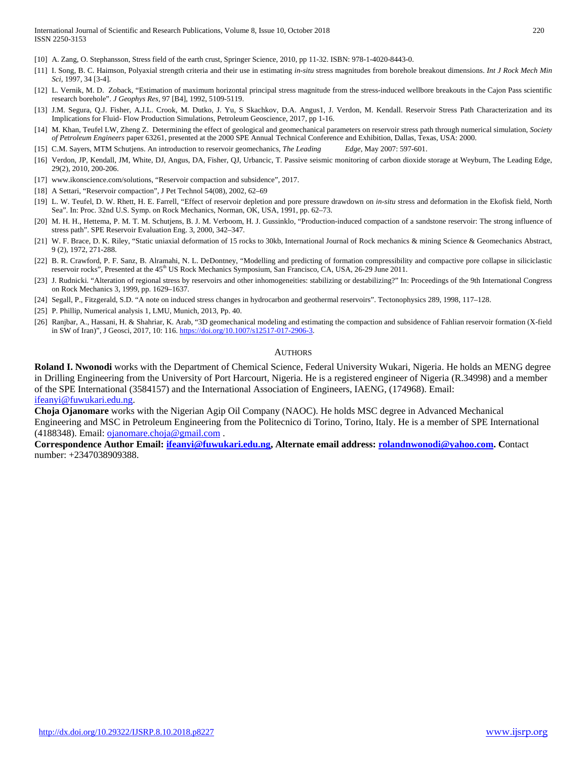[10] A. Zang, O. Stephansson, Stress field of the earth crust, Springer Science, 2010, pp 11-32. ISBN: 978-1-4020-8443-0.

[11] I. Song, B. C. Haimson, Polyaxial strength criteria and their use in estimating *in-situ* stress magnitudes from borehole breakout dimensions. *Int J Rock Mech Min Sci*, 1997, 34 [3-4].

[12] L. Vernik, M. D. Zoback, "Estimation of maximum horizontal principal stress magnitude from the stress-induced wellbore breakouts in the Cajon Pass scientific research borehole". *J Geophys Res*, 97 [B4], 1992, 5109-5119.

[13] J.M. Segura, Q.J. Fisher, A.J.L. Crook, M. Dutko, J. Yu, S Skachkov, D.A. Angus1, J. Verdon, M. Kendall. Reservoir Stress Path Characterization and its Implications for Fluid- Flow Production Simulations, Petroleum Geoscience, 2017, pp 1-16.

[14] M. Khan, Teufel LW, Zheng Z. Determining the effect of geological and geomechanical parameters on reservoir stress path through numerical simulation, *Society of Petroleum Engineers* paper 63261, presented at the 2000 SPE Annual Technical Conference and Exhibition, Dallas, Texas, USA: 2000.

[15] C.M. Sayers, MTM Schutjens. An introduction to reservoir geomechanics, *The Leading Edge*, May 2007: 597-601.

[16] Verdon, JP, Kendall, JM, White, DJ, Angus, DA, Fisher, QJ, Urbancic, T. Passive seismic monitoring of carbon dioxide storage at Weyburn, The Leading Edge, 29(2), 2010, 200-206.

[17] www.ikonscience.com/solutions, "Reservoir compaction and subsidence", 2017.

[18] A Settari, "Reservoir compaction", J Pet Technol 54(08), 2002, 62–69

[19] L. W. Teufel, D. W. Rhett, H. E. Farrell, "Effect of reservoir depletion and pore pressure drawdown on *in-situ* stress and deformation in the Ekofisk field, North Sea". In: Proc. 32nd U.S. Symp. on Rock Mechanics, Norman, OK, USA, 1991, pp. 62–73.

[20] M. H. H., Hettema, P. M. T. M. Schutjens, B. J. M. Verboom, H. J. Gussinklo, "Production-induced compaction of a sandstone reservoir: The strong influence of stress path". SPE Reservoir Evaluation Eng. 3, 2000, 342–347.

[21] W. F. Brace, D. K. Riley, "Static uniaxial deformation of 15 rocks to 30kb, International Journal of Rock mechanics & mining Science & Geomechanics Abstract, 9 (2), 1972, 271-288.

[22] B. R. Crawford, P. F. Sanz, B. Alramahi, N. L. DeDontney, "Modelling and predicting of formation compressibility and compactive pore collapse in siliciclastic reservoir rocks", Presented at the 45th US Rock Mechanics Symposium, San Francisco, CA, USA, 26-29 June 2011.

[23] J. Rudnicki. "Alteration of regional stress by reservoirs and other inhomogeneities: stabilizing or destabilizing?" In: Proceedings of the 9th International Congress on Rock Mechanics 3, 1999, pp. 1629–1637.

[24] Segall, P., Fitzgerald, S.D. "A note on induced stress changes in hydrocarbon and geothermal reservoirs". Tectonophysics 289, 1998, 117–128.

[25] P. Phillip, Numerical analysis 1, LMU, Munich, 2013, Pp. 40.

[26] Ranjbar, A., Hassani, H. & Shahriar, K. Arab, "3D geomechanical modeling and estimating the compaction and subsidence of Fahlian reservoir formation (X-field in SW of Iran)", J Geosci, 2017, 10: 116. https://doi.org/10.1007/s12517-017-2906-3.

## AUTHORS

**Roland I. Nwonodi** works with the Department of Chemical Science, Federal University Wukari, Nigeria. He holds an MENG degree in Drilling Engineering from the University of Port Harcourt, Nigeria. He is a registered engineer of Nigeria (R.34998) and a member of the SPE International (3584157) and the International Association of Engineers, IAENG, (174968). Email: ifeanyi@fuwukari.edu.ng.

**Choja Ojanomare** works with the Nigerian Agip Oil Company (NAOC). He holds MSC degree in Advanced Mechanical Engineering and MSC in Petroleum Engineering from the Politecnico di Torino, Torino, Italy. He is a member of SPE International (4188348). Email: ojanomare.choja@gmail.com .

**Correspondence Author Email: ifeanyi@fuwukari.edu.ng, Alternate email address: rolandnwonodi@yahoo.com. C**ontact number: +2347038909388.